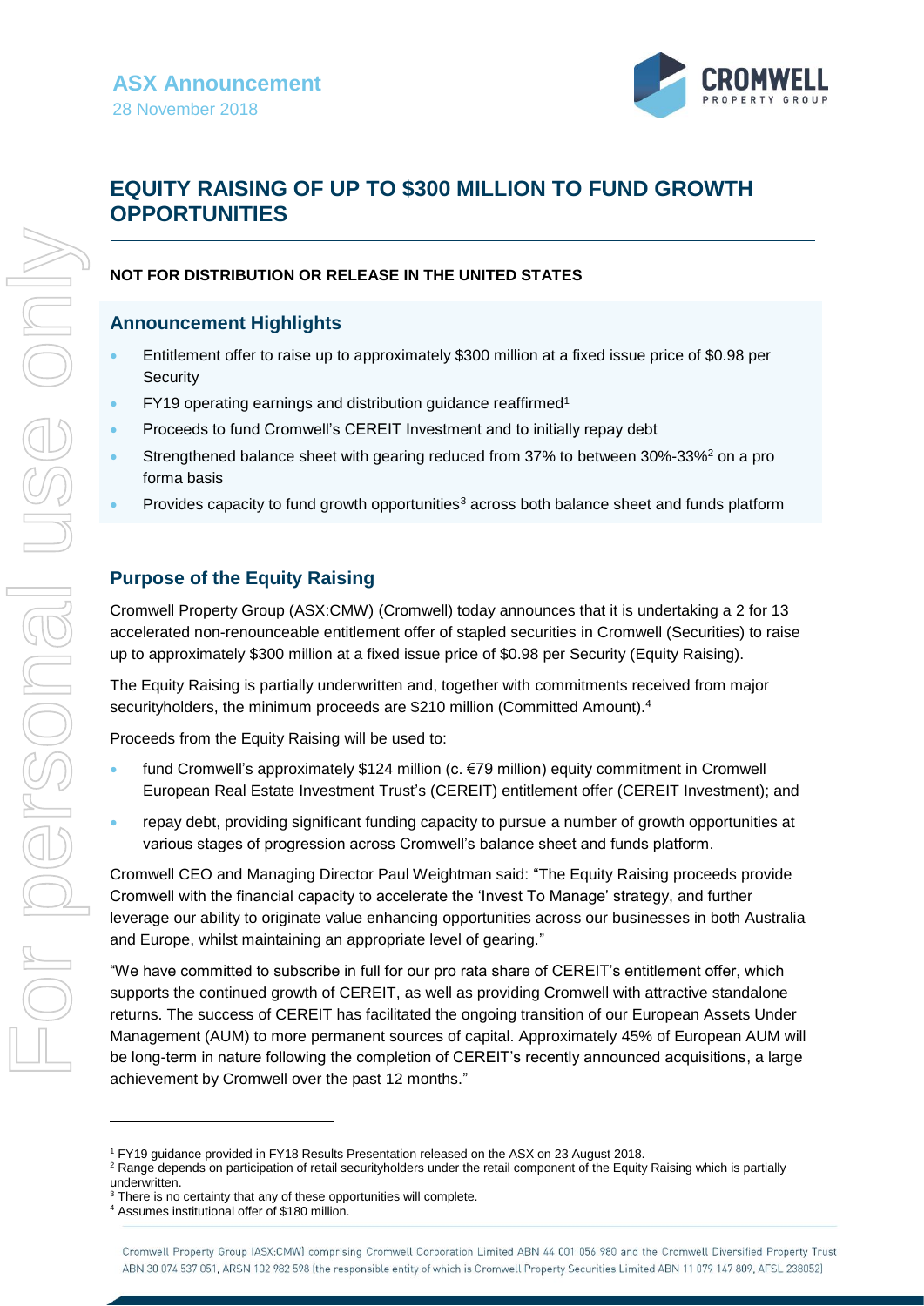ASX Announcement

28 November 2018

# EQUITY RAISING OF UP TO $300 MILLION TO FUND GROWTH OPPORTUNITIES

**NOT FOR DISTRIBUTION OR RELEASE IN THE UNITED STATES**

## Announcement Highlights

- Entitlement offer to raise up to approximately $300 million at a fixed issue price of $0.98 per Security
- FY19 operating earnings and distribution guidance reaffirmed[1]
- Proceeds to fund Cromwell's CEREIT Investment and to initially repay debt
- Strengthened balance sheet with gearing reduced from 37% to between 30%-33%[2] on a pro forma basis
- Provides capacity to fund growth opportunities[3] across both balance sheet and funds platform

## Purpose of the Equity Raising

Cromwell Property Group (ASX:CMW) (Cromwell) today announces that it is undertaking a 2 for 13 accelerated non-renounceable entitlement offer of stapled securities in Cromwell (Securities) to raise up to approximately $300 million at a fixed issue price of $0.98 per Security (Equity Raising).

The Equity Raising is partially underwritten and, together with commitments received from major securityholders, the minimum proceeds are $210 million (Committed Amount).[4]

Proceeds from the Equity Raising will be used to:

- fund Cromwell's approximately $124 million (c. €79 million) equity commitment in Cromwell European Real Estate Investment Trust's (CEREIT) entitlement offer (CEREIT Investment); and
- repay debt, providing significant funding capacity to pursue a number of growth opportunities at various stages of progression across Cromwell's balance sheet and funds platform.

Cromwell CEO and Managing Director Paul Weightman said: "The Equity Raising proceeds provide Cromwell with the financial capacity to accelerate the 'Invest To Manage' strategy, and further leverage our ability to originate value enhancing opportunities across our businesses in both Australia and Europe, whilst maintaining an appropriate level of gearing."

"We have committed to subscribe in full for our pro rata share of CEREIT's entitlement offer, which supports the continued growth of CEREIT, as well as providing Cromwell with attractive standalone returns. The success of CEREIT has facilitated the ongoing transition of our European Assets Under Management (AUM) to more permanent sources of capital. Approximately 45% of European AUM will be long-term in nature following the completion of CEREIT's recently announced acquisitions, a large achievement by Cromwell over the past 12 months."

---

[1] FY19 guidance provided in FY18 Results Presentation released on the ASX on 23 August 2018.

[2] Range depends on participation of retail securityholders under the retail component of the Equity Raising which is partially underwritten.

[3] There is no certainty that any of these opportunities will complete.

[4] Assumes institutional offer of $180 million.

Cromwell Property Group (ASX:CMW) comprising Cromwell Corporation Limited ABN 44 001 056 980 and the Cromwell Diversified Property Trust ABN 30 074 537 051, ARSN 102 982 598 (the responsible entity of which is Cromwell Property Securities Limited ABN 11 079 147 809, AFSL 238052)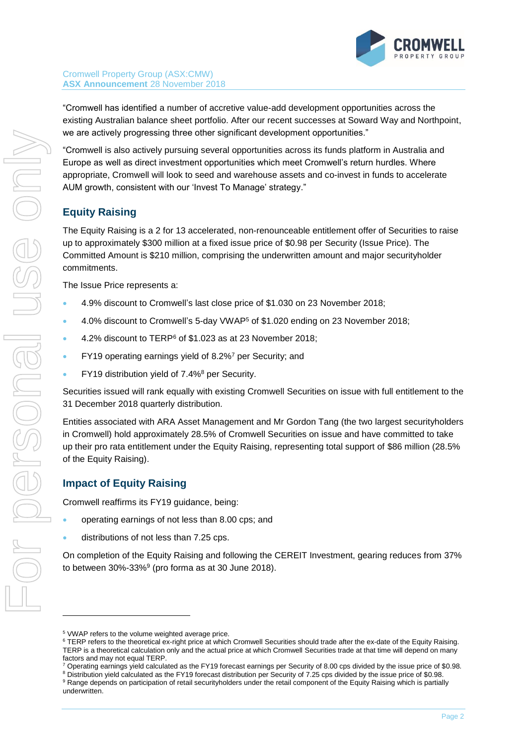"Cromwell has identified a number of accretive value-add development opportunities across the existing Australian balance sheet portfolio. After our recent successes at Soward Way and Northpoint, we are actively progressing three other significant development opportunities."

"Cromwell is also actively pursuing several opportunities across its funds platform in Australia and Europe as well as direct investment opportunities which meet Cromwell's return hurdles. Where appropriate, Cromwell will look to seed and warehouse assets and co-invest in funds to accelerate AUM growth, consistent with our 'Invest To Manage' strategy."

## Equity Raising

The Equity Raising is a 2 for 13 accelerated, non-renounceable entitlement offer of Securities to raise up to approximately $300 million at a fixed issue price of $0.98 per Security (Issue Price). The Committed Amount is $210 million, comprising the underwritten amount and major securityholder commitments.

The Issue Price represents a:

- 4.9% discount to Cromwell's last close price of $1.030 on 23 November 2018;
- 4.0% discount to Cromwell's 5-day VWAP[5] of $1.020 ending on 23 November 2018;
- 4.2% discount to TERP[6] of $1.023 as at 23 November 2018;
- FY19 operating earnings yield of 8.2%[7] per Security; and
- FY19 distribution yield of 7.4%[8] per Security.

Securities issued will rank equally with existing Cromwell Securities on issue with full entitlement to the 31 December 2018 quarterly distribution.

Entities associated with ARA Asset Management and Mr Gordon Tang (the two largest securityholders in Cromwell) hold approximately 28.5% of Cromwell Securities on issue and have committed to take up their pro rata entitlement under the Equity Raising, representing total support of $86 million (28.5% of the Equity Raising).

## Impact of Equity Raising

Cromwell reaffirms its FY19 guidance, being:

- operating earnings of not less than 8.00 cps; and
- distributions of not less than 7.25 cps.

On completion of the Equity Raising and following the CEREIT Investment, gearing reduces from 37% to between 30%-33%[9] (pro forma as at 30 June 2018).

---

[5] VWAP refers to the volume weighted average price.

[6] TERP refers to the theoretical ex-right price at which Cromwell Securities should trade after the ex-date of the Equity Raising. TERP is a theoretical calculation only and the actual price at which Cromwell Securities trade at that time will depend on many factors and may not equal TERP.

[7] Operating earnings yield calculated as the FY19 forecast earnings per Security of 8.00 cps divided by the issue price of $0.98.

[8] Distribution yield calculated as the FY19 forecast distribution per Security of 7.25 cps divided by the issue price of $0.98.

[9] Range depends on participation of retail securityholders under the retail component of the Equity Raising which is partially underwritten.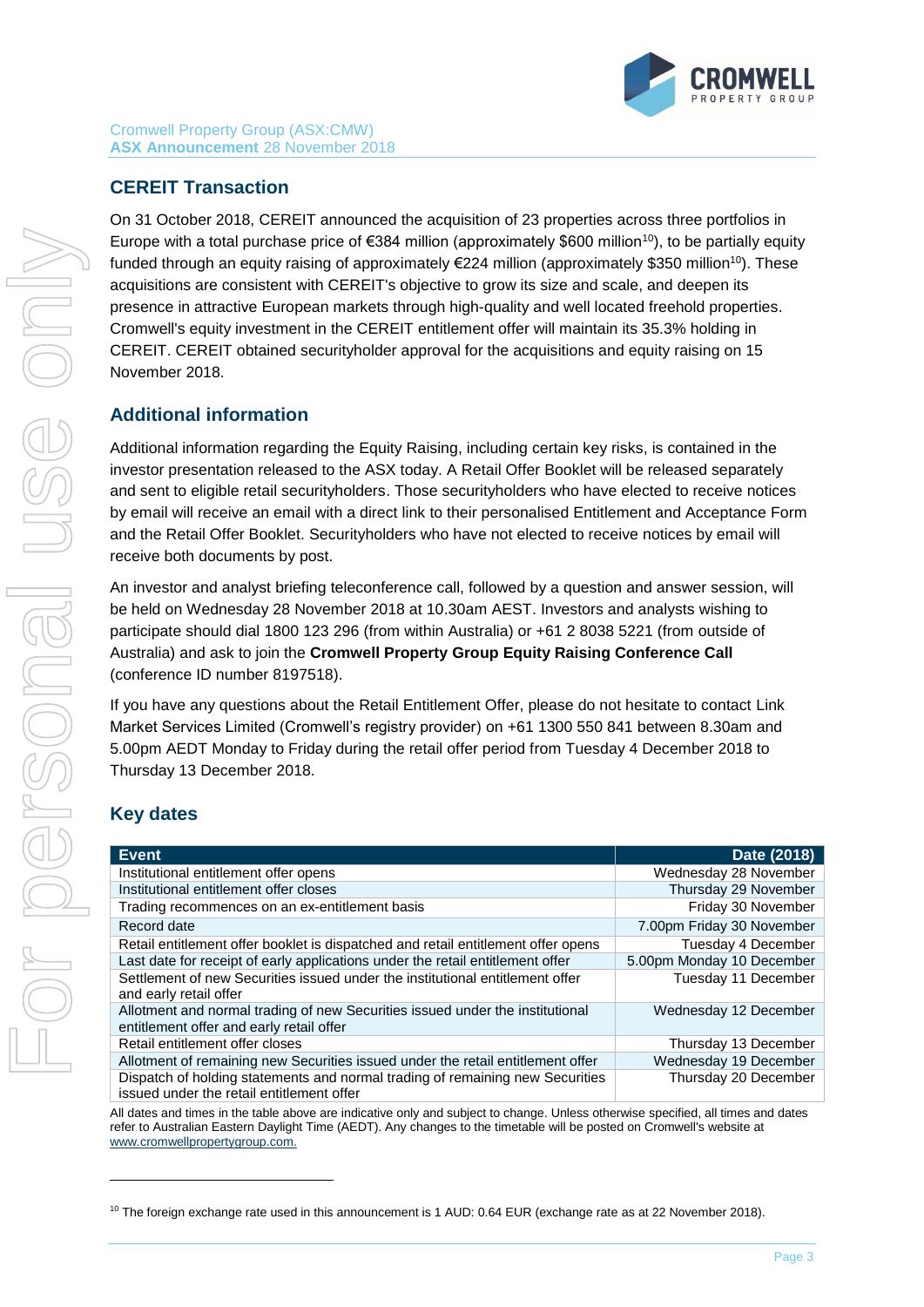## CEREIT Transaction

On 31 October 2018, CEREIT announced the acquisition of 23 properties across three portfolios in Europe with a total purchase price of €384 million (approximately $600 million[10]), to be partially equity funded through an equity raising of approximately €224 million (approximately $350 million[10]). These acquisitions are consistent with CEREIT's objective to grow its size and scale, and deepen its presence in attractive European markets through high-quality and well located freehold properties. Cromwell's equity investment in the CEREIT entitlement offer will maintain its 35.3% holding in CEREIT. CEREIT obtained securityholder approval for the acquisitions and equity raising on 15 November 2018.

## Additional information

Additional information regarding the Equity Raising, including certain key risks, is contained in the investor presentation released to the ASX today. A Retail Offer Booklet will be released separately and sent to eligible retail securityholders. Those securityholders who have elected to receive notices by email will receive an email with a direct link to their personalised Entitlement and Acceptance Form and the Retail Offer Booklet. Securityholders who have not elected to receive notices by email will receive both documents by post.

An investor and analyst briefing teleconference call, followed by a question and answer session, will be held on Wednesday 28 November 2018 at 10.30am AEST. Investors and analysts wishing to participate should dial 1800 123 296 (from within Australia) or +61 2 8038 5221 (from outside of Australia) and ask to join the **Cromwell Property Group Equity Raising Conference Call** (conference ID number 8197518).

If you have any questions about the Retail Entitlement Offer, please do not hesitate to contact Link Market Services Limited (Cromwell's registry provider) on +61 1300 550 841 between 8.30am and 5.00pm AEDT Monday to Friday during the retail offer period from Tuesday 4 December 2018 to Thursday 13 December 2018.

## Key dates

| Event | Date (2018) |
|---|---|
| Institutional entitlement offer opens | Wednesday 28 November |
| Institutional entitlement offer closes | Thursday 29 November |
| Trading recommences on an ex-entitlement basis | Friday 30 November |
| Record date | 7.00pm Friday 30 November |
| Retail entitlement offer booklet is dispatched and retail entitlement offer opens | Tuesday 4 December |
| Last date for receipt of early applications under the retail entitlement offer | 5.00pm Monday 10 December |
| Settlement of new Securities issued under the institutional entitlement offer and early retail offer | Tuesday 11 December |
| Allotment and normal trading of new Securities issued under the institutional entitlement offer and early retail offer | Wednesday 12 December |
| Retail entitlement offer closes | Thursday 13 December |
| Allotment of remaining new Securities issued under the retail entitlement offer | Wednesday 19 December |
| Dispatch of holding statements and normal trading of remaining new Securities issued under the retail entitlement offer | Thursday 20 December |

All dates and times in the table above are indicative only and subject to change. Unless otherwise specified, all times and dates refer to Australian Eastern Daylight Time (AEDT). Any changes to the timetable will be posted on Cromwell's website at www.cromwellpropertygroup.com.

[10] The foreign exchange rate used in this announcement is 1 AUD: 0.64 EUR (exchange rate as at 22 November 2018).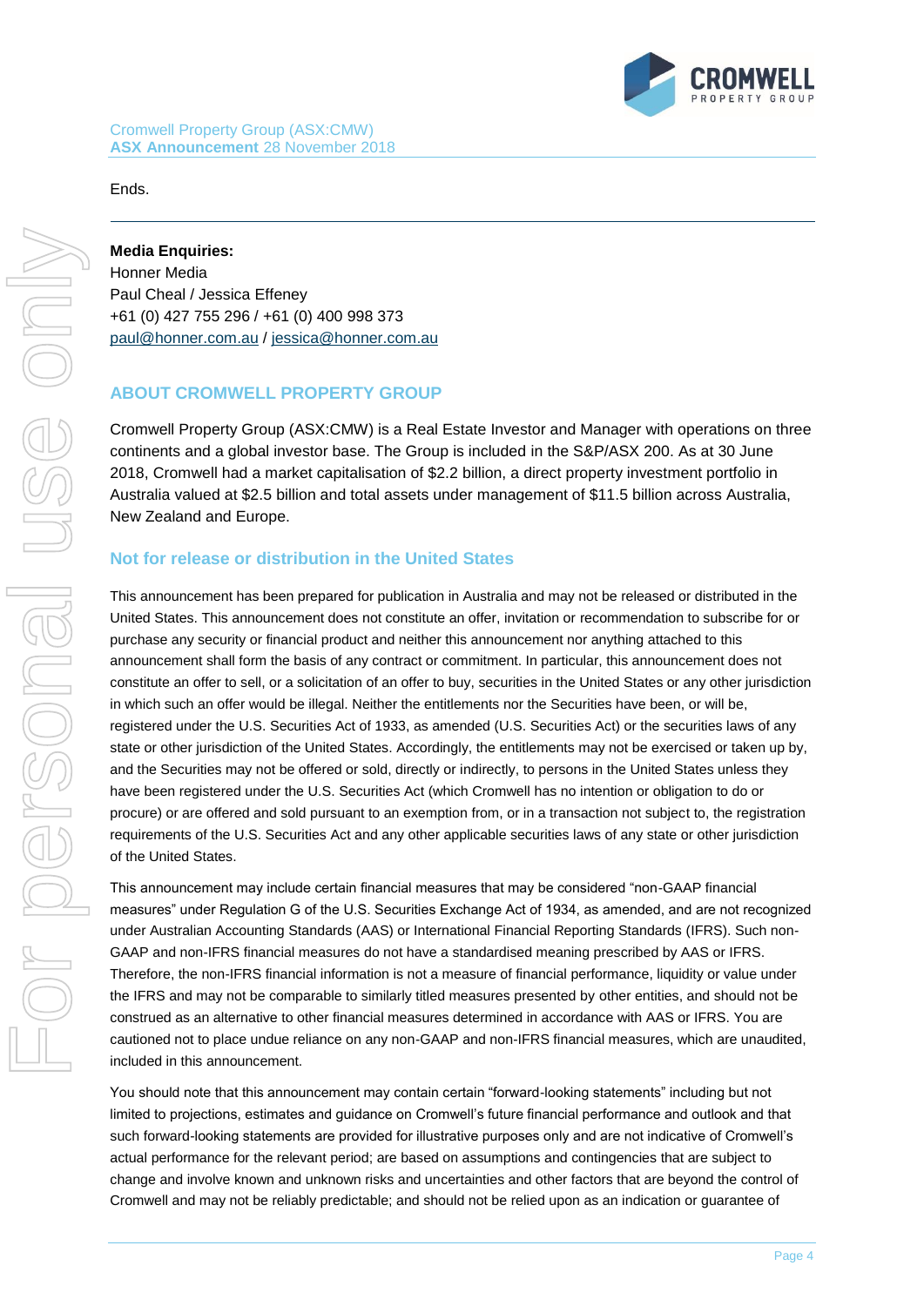Ends.

---

**Media Enquiries:**
Honner Media
Paul Cheal / Jessica Effeney
+61 (0) 427 755 296 / +61 (0) 400 998 373
paul@honner.com.au / jessica@honner.com.au

## ABOUT CROMWELL PROPERTY GROUP

Cromwell Property Group (ASX:CMW) is a Real Estate Investor and Manager with operations on three continents and a global investor base. The Group is included in the S&P/ASX 200. As at 30 June 2018, Cromwell had a market capitalisation of $2.2 billion, a direct property investment portfolio in Australia valued at $2.5 billion and total assets under management of $11.5 billion across Australia, New Zealand and Europe.

## Not for release or distribution in the United States

This announcement has been prepared for publication in Australia and may not be released or distributed in the United States. This announcement does not constitute an offer, invitation or recommendation to subscribe for or purchase any security or financial product and neither this announcement nor anything attached to this announcement shall form the basis of any contract or commitment. In particular, this announcement does not constitute an offer to sell, or a solicitation of an offer to buy, securities in the United States or any other jurisdiction in which such an offer would be illegal. Neither the entitlements nor the Securities have been, or will be, registered under the U.S. Securities Act of 1933, as amended (U.S. Securities Act) or the securities laws of any state or other jurisdiction of the United States. Accordingly, the entitlements may not be exercised or taken up by, and the Securities may not be offered or sold, directly or indirectly, to persons in the United States unless they have been registered under the U.S. Securities Act (which Cromwell has no intention or obligation to do or procure) or are offered and sold pursuant to an exemption from, or in a transaction not subject to, the registration requirements of the U.S. Securities Act and any other applicable securities laws of any state or other jurisdiction of the United States.

This announcement may include certain financial measures that may be considered "non-GAAP financial measures" under Regulation G of the U.S. Securities Exchange Act of 1934, as amended, and are not recognized under Australian Accounting Standards (AAS) or International Financial Reporting Standards (IFRS). Such non-GAAP and non-IFRS financial measures do not have a standardised meaning prescribed by AAS or IFRS. Therefore, the non-IFRS financial information is not a measure of financial performance, liquidity or value under the IFRS and may not be comparable to similarly titled measures presented by other entities, and should not be construed as an alternative to other financial measures determined in accordance with AAS or IFRS. You are cautioned not to place undue reliance on any non-GAAP and non-IFRS financial measures, which are unaudited, included in this announcement.

You should note that this announcement may contain certain "forward-looking statements" including but not limited to projections, estimates and guidance on Cromwell's future financial performance and outlook and that such forward-looking statements are provided for illustrative purposes only and are not indicative of Cromwell's actual performance for the relevant period; are based on assumptions and contingencies that are subject to change and involve known and unknown risks and uncertainties and other factors that are beyond the control of Cromwell and may not be reliably predictable; and should not be relied upon as an indication or guarantee of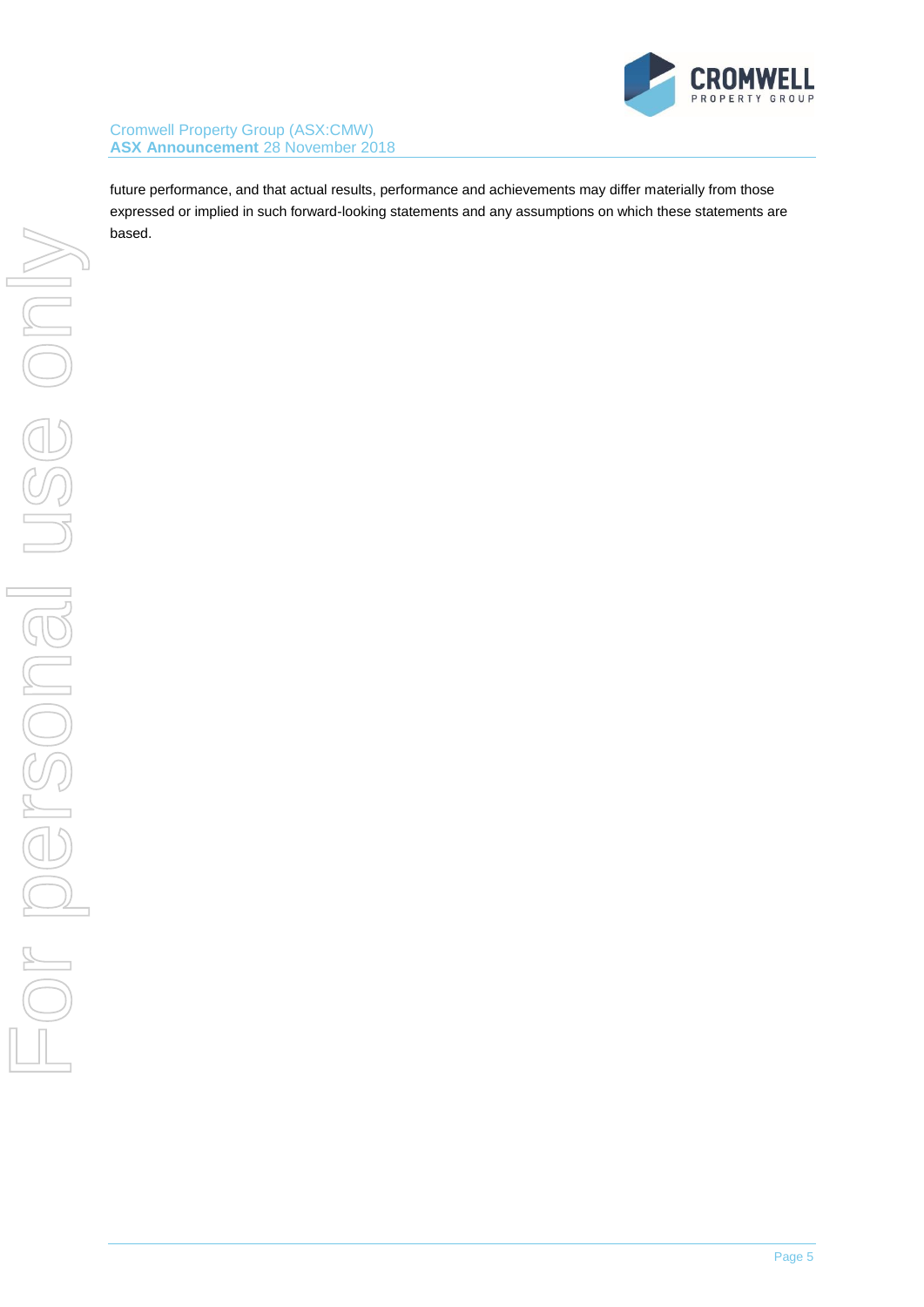future performance, and that actual results, performance and achievements may differ materially from those expressed or implied in such forward-looking statements and any assumptions on which these statements are based.